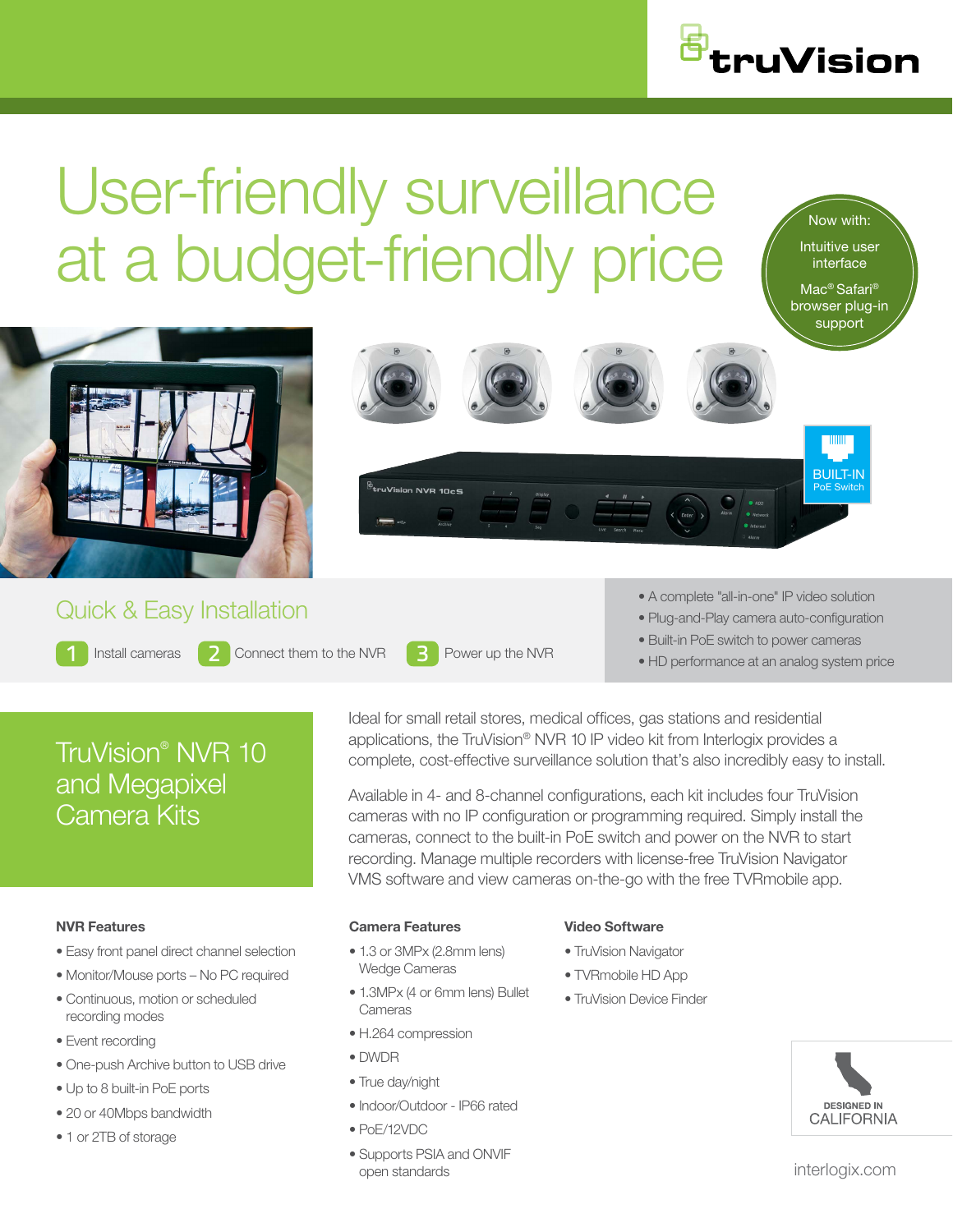truVision

# User-friendly surveillance at a budget-friendly price

Now with:

Intuitive user interface

Mac® Safari® browser plug-in support

BUILT-IN PoE Switch

## Quick & Easy Installation

1. Install cameras
2. Connect them to the NVR
3. Power up the NVR

- A complete "all-in-one" IP video solution
- Plug-and-Play camera auto-configuration
- Built-in PoE switch to power cameras
- HD performance at an analog system price

## TruVision® NVR 10 and Megapixel Camera Kits

Ideal for small retail stores, medical offices, gas stations and residential applications, the TruVision® NVR 10 IP video kit from Interlogix provides a complete, cost-effective surveillance solution that's also incredibly easy to install.

Available in 4- and 8-channel configurations, each kit includes four TruVision cameras with no IP configuration or programming required. Simply install the cameras, connect to the built-in PoE switch and power on the NVR to start recording. Manage multiple recorders with license-free TruVision Navigator VMS software and view cameras on-the-go with the free TVRmobile app.

### NVR Features

- Easy front panel direct channel selection
- Monitor/Mouse ports – No PC required
- Continuous, motion or scheduled recording modes
- Event recording
- One-push Archive button to USB drive
- Up to 8 built-in PoE ports
- 20 or 40Mbps bandwidth
- 1 or 2TB of storage

### Camera Features

- 1.3 or 3MPx (2.8mm lens) Wedge Cameras
- 1.3MPx (4 or 6mm lens) Bullet Cameras
- H.264 compression
- DWDR
- True day/night
- Indoor/Outdoor - IP66 rated
- PoE/12VDC
- Supports PSIA and ONVIF open standards

### Video Software

- TruVision Navigator
- TVRmobile HD App
- TruVision Device Finder

DESIGNED IN CALIFORNIA

interlogix.com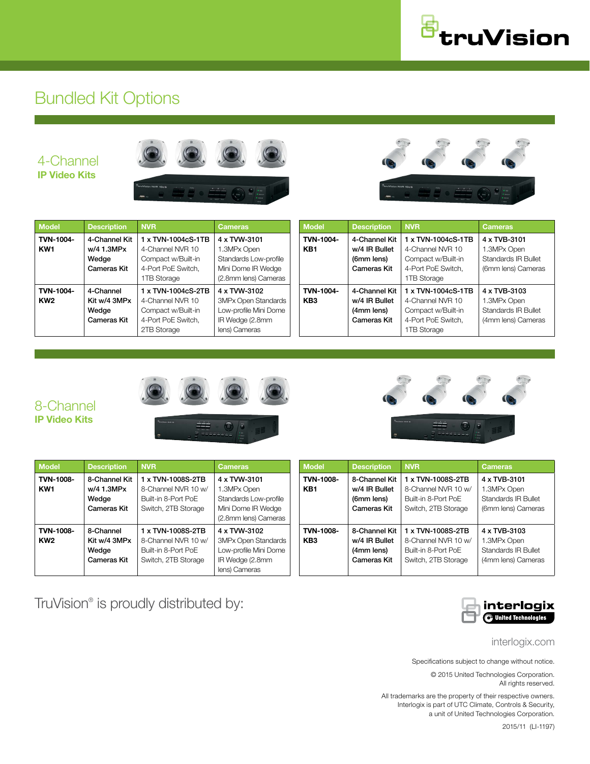# Bundled Kit Options

## 4-Channel
### IP Video Kits

| Model | Description | NVR | Cameras |
|---|---|---|---|
| **TVN-1004-KW1** | **4-Channel Kit w/4 1.3MPx Wedge Cameras Kit** | **1 x TVN-1004cS-1TB** 4-Channel NVR 10 Compact w/Built-in 4-Port PoE Switch, 1TB Storage | **4 x TVW-3101** 1.3MPx Open Standards Low-profile Mini Dome IR Wedge (2.8mm lens) Cameras |
| **TVN-1004-KW2** | **4-Channel Kit w/4 3MPx Wedge Cameras Kit** | **1 x TVN-1004cS-2TB** 4-Channel NVR 10 Compact w/Built-in 4-Port PoE Switch, 2TB Storage | **4 x TVW-3102** 3MPx Open Standards Low-profile Mini Dome IR Wedge (2.8mm lens) Cameras |

| Model | Description | NVR | Cameras |
|---|---|---|---|
| **TVN-1004-KB1** | **4-Channel Kit w/4 IR Bullet (6mm lens) Cameras Kit** | **1 x TVN-1004cS-1TB** 4-Channel NVR 10 Compact w/Built-in 4-Port PoE Switch, 1TB Storage | **4 x TVB-3101** 1.3MPx Open Standards IR Bullet (6mm lens) Cameras |
| **TVN-1004-KB3** | **4-Channel Kit w/4 IR Bullet (4mm lens) Cameras Kit** | **1 x TVN-1004cS-1TB** 4-Channel NVR 10 Compact w/Built-in 4-Port PoE Switch, 1TB Storage | **4 x TVB-3103** 1.3MPx Open Standards IR Bullet (4mm lens) Cameras |

## 8-Channel
### IP Video Kits

| Model | Description | NVR | Cameras |
|---|---|---|---|
| **TVN-1008-KW1** | **8-Channel Kit w/4 1.3MPx Wedge Cameras Kit** | **1 x TVN-1008S-2TB** 8-Channel NVR 10 w/ Built-in 8-Port PoE Switch, 2TB Storage | **4 x TVW-3101** 1.3MPx Open Standards Low-profile Mini Dome IR Wedge (2.8mm lens) Cameras |
| **TVN-1008-KW2** | **8-Channel Kit w/4 3MPx Wedge Cameras Kit** | **1 x TVN-1008S-2TB** 8-Channel NVR 10 w/ Built-in 8-Port PoE Switch, 2TB Storage | **4 x TVW-3102** 3MPx Open Standards Low-profile Mini Dome IR Wedge (2.8mm lens) Cameras |

| Model | Description | NVR | Cameras |
|---|---|---|---|
| **TVN-1008-KB1** | **8-Channel Kit w/4 IR Bullet (6mm lens) Cameras Kit** | **1 x TVN-1008S-2TB** 8-Channel NVR 10 w/ Built-in 8-Port PoE Switch, 2TB Storage | **4 x TVB-3101** 1.3MPx Open Standards IR Bullet (6mm lens) Cameras |
| **TVN-1008-KB3** | **8-Channel Kit w/4 IR Bullet (4mm lens) Cameras Kit** | **1 x TVN-1008S-2TB** 8-Channel NVR 10 w/ Built-in 8-Port PoE Switch, 2TB Storage | **4 x TVB-3103** 1.3MPx Open Standards IR Bullet (4mm lens) Cameras |

TruVision® is proudly distributed by:

interlogix
United Technologies

interlogix.com

Specifications subject to change without notice.

© 2015 United Technologies Corporation.
All rights reserved.

All trademarks are the property of their respective owners.
Interlogix is part of UTC Climate, Controls & Security,
a unit of United Technologies Corporation.

2015/11 (LI-1197)